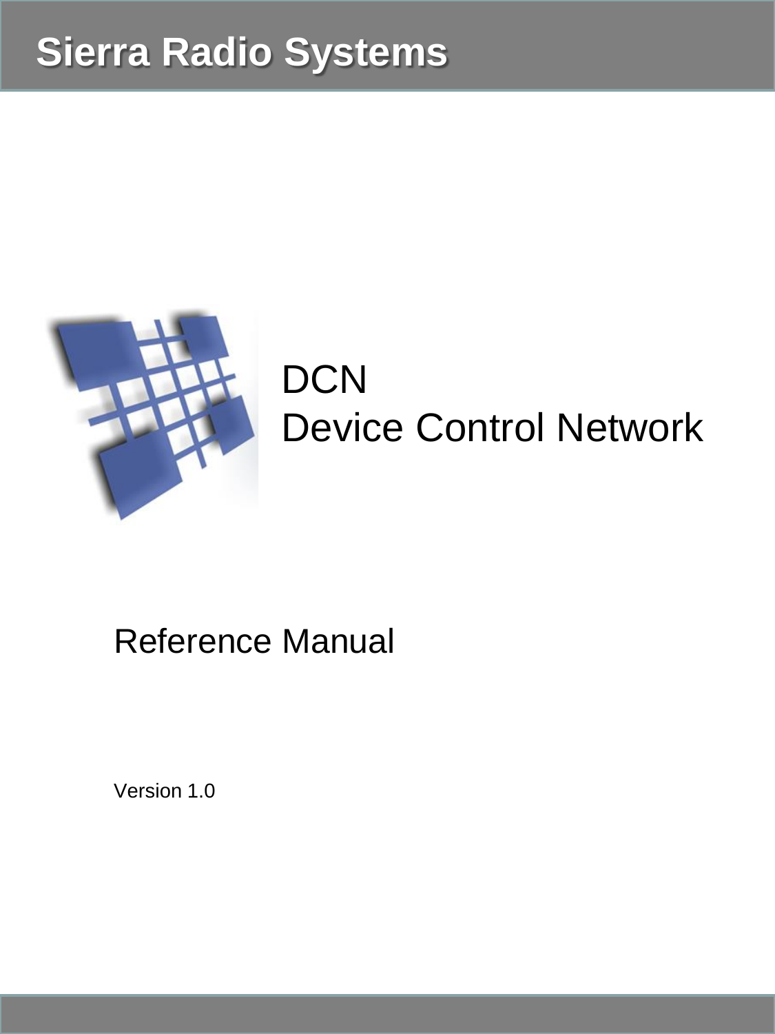# Sierra Radio Systems

# DCN
# Device Control Network

## Reference Manual

Version 1.0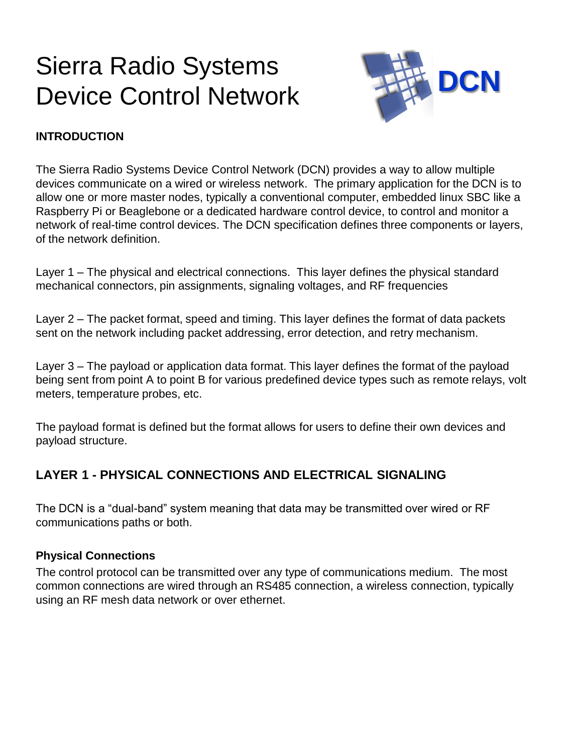# Sierra Radio Systems Device Control Network

DCN

**INTRODUCTION**

The Sierra Radio Systems Device Control Network (DCN) provides a way to allow multiple devices communicate on a wired or wireless network. The primary application for the DCN is to allow one or more master nodes, typically a conventional computer, embedded linux SBC like a Raspberry Pi or Beaglebone or a dedicated hardware control device, to control and monitor a network of real-time control devices. The DCN specification defines three components or layers, of the network definition.

Layer 1 – The physical and electrical connections. This layer defines the physical standard mechanical connectors, pin assignments, signaling voltages, and RF frequencies

Layer 2 – The packet format, speed and timing. This layer defines the format of data packets sent on the network including packet addressing, error detection, and retry mechanism.

Layer 3 – The payload or application data format. This layer defines the format of the payload being sent from point A to point B for various predefined device types such as remote relays, volt meters, temperature probes, etc.

The payload format is defined but the format allows for users to define their own devices and payload structure.

## LAYER 1 - PHYSICAL CONNECTIONS AND ELECTRICAL SIGNALING

The DCN is a “dual-band” system meaning that data may be transmitted over wired or RF communications paths or both.

### Physical Connections

The control protocol can be transmitted over any type of communications medium. The most common connections are wired through an RS485 connection, a wireless connection, typically using an RF mesh data network or over ethernet.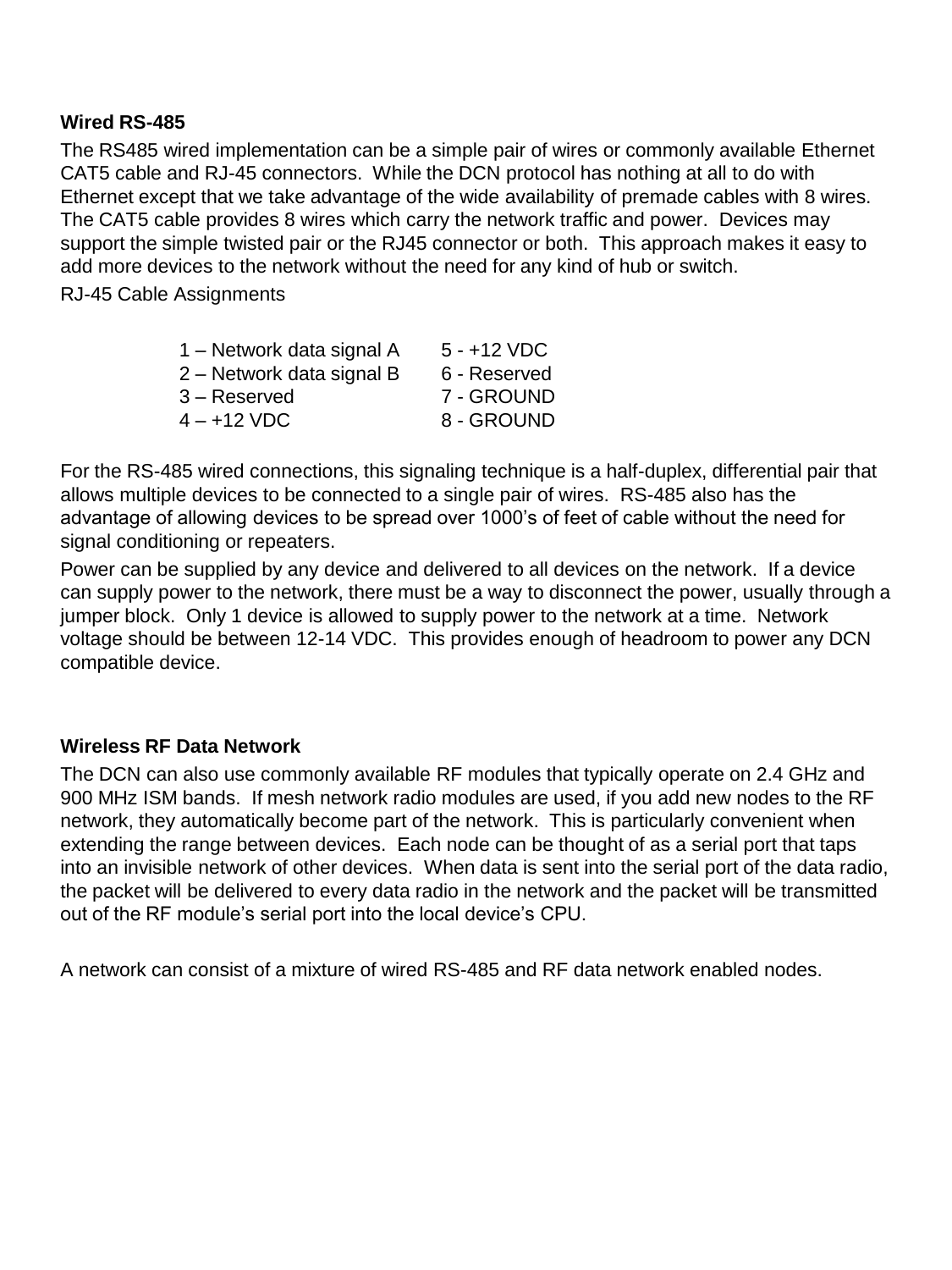**Wired RS-485**

The RS485 wired implementation can be a simple pair of wires or commonly available Ethernet CAT5 cable and RJ-45 connectors. While the DCN protocol has nothing at all to do with Ethernet except that we take advantage of the wide availability of premade cables with 8 wires. The CAT5 cable provides 8 wires which carry the network traffic and power. Devices may support the simple twisted pair or the RJ45 connector or both. This approach makes it easy to add more devices to the network without the need for any kind of hub or switch.

RJ-45 Cable Assignments

| | |
|---|---|
| 1 – Network data signal A | 5 - +12 VDC |
| 2 – Network data signal B | 6 - Reserved |
| 3 – Reserved | 7 - GROUND |
| 4 – +12 VDC | 8 - GROUND |

For the RS-485 wired connections, this signaling technique is a half-duplex, differential pair that allows multiple devices to be connected to a single pair of wires. RS-485 also has the advantage of allowing devices to be spread over 1000's of feet of cable without the need for signal conditioning or repeaters.

Power can be supplied by any device and delivered to all devices on the network. If a device can supply power to the network, there must be a way to disconnect the power, usually through a jumper block. Only 1 device is allowed to supply power to the network at a time. Network voltage should be between 12-14 VDC. This provides enough of headroom to power any DCN compatible device.

**Wireless RF Data Network**

The DCN can also use commonly available RF modules that typically operate on 2.4 GHz and 900 MHz ISM bands. If mesh network radio modules are used, if you add new nodes to the RF network, they automatically become part of the network. This is particularly convenient when extending the range between devices. Each node can be thought of as a serial port that taps into an invisible network of other devices. When data is sent into the serial port of the data radio, the packet will be delivered to every data radio in the network and the packet will be transmitted out of the RF module's serial port into the local device's CPU.

A network can consist of a mixture of wired RS-485 and RF data network enabled nodes.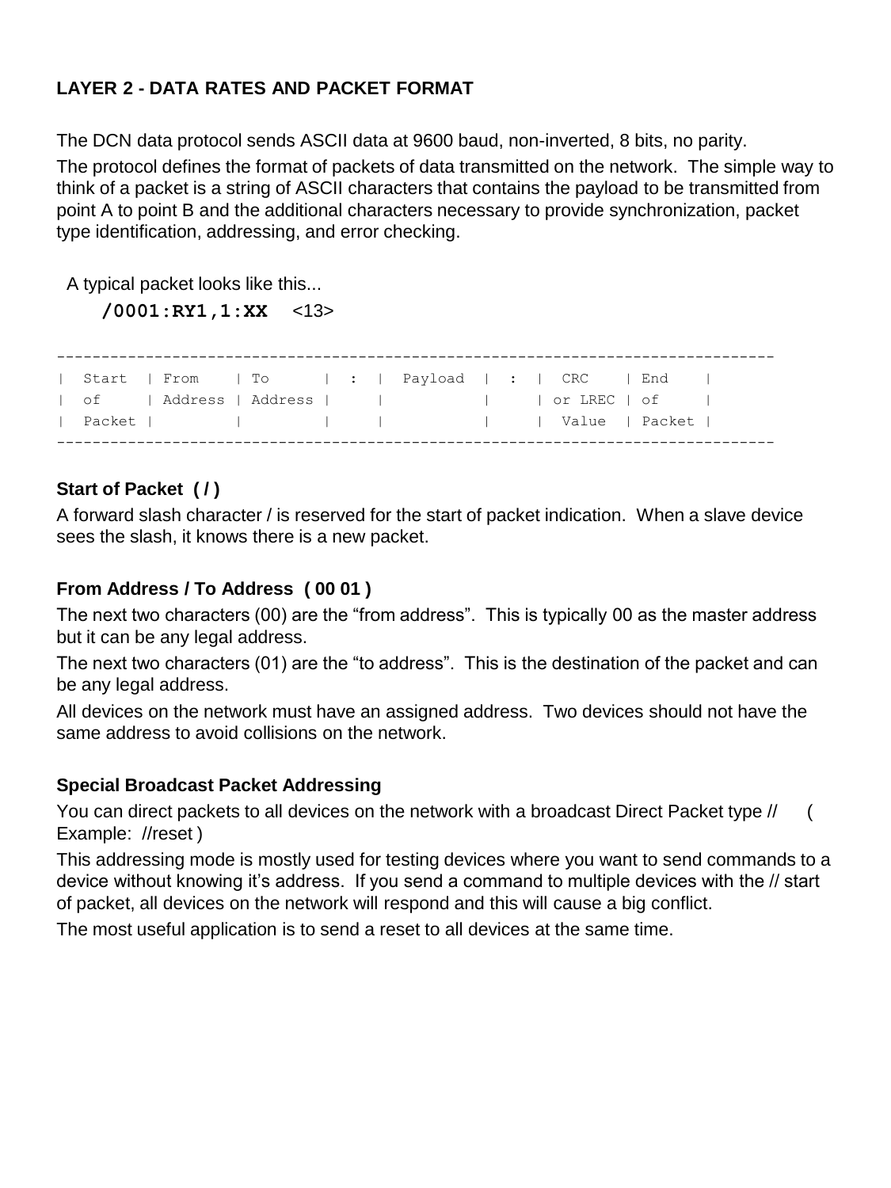## LAYER 2 - DATA RATES AND PACKET FORMAT

The DCN data protocol sends ASCII data at 9600 baud, non-inverted, 8 bits, no parity.

The protocol defines the format of packets of data transmitted on the network. The simple way to think of a packet is a string of ASCII characters that contains the payload to be transmitted from point A to point B and the additional characters necessary to provide synchronization, packet type identification, addressing, and error checking.

A typical packet looks like this...

**/0001:RY1,1:XX** <13>

```
-----------------------------------------------------------------------------
| Start  | From    | To      |  :  |  Payload  |  :  |  CRC    | End    |
| of     | Address | Address |     |           |     | or LREC | of     |
| Packet |         |         |     |           |     |  Value  | Packet |
-----------------------------------------------------------------------------
```

### Start of Packet ( / )

A forward slash character / is reserved for the start of packet indication. When a slave device sees the slash, it knows there is a new packet.

### From Address / To Address ( 00 01 )

The next two characters (00) are the "from address". This is typically 00 as the master address but it can be any legal address.

The next two characters (01) are the "to address". This is the destination of the packet and can be any legal address.

All devices on the network must have an assigned address. Two devices should not have the same address to avoid collisions on the network.

### Special Broadcast Packet Addressing

You can direct packets to all devices on the network with a broadcast Direct Packet type // ( Example: //reset )

This addressing mode is mostly used for testing devices where you want to send commands to a device without knowing it's address. If you send a command to multiple devices with the // start of packet, all devices on the network will respond and this will cause a big conflict.

The most useful application is to send a reset to all devices at the same time.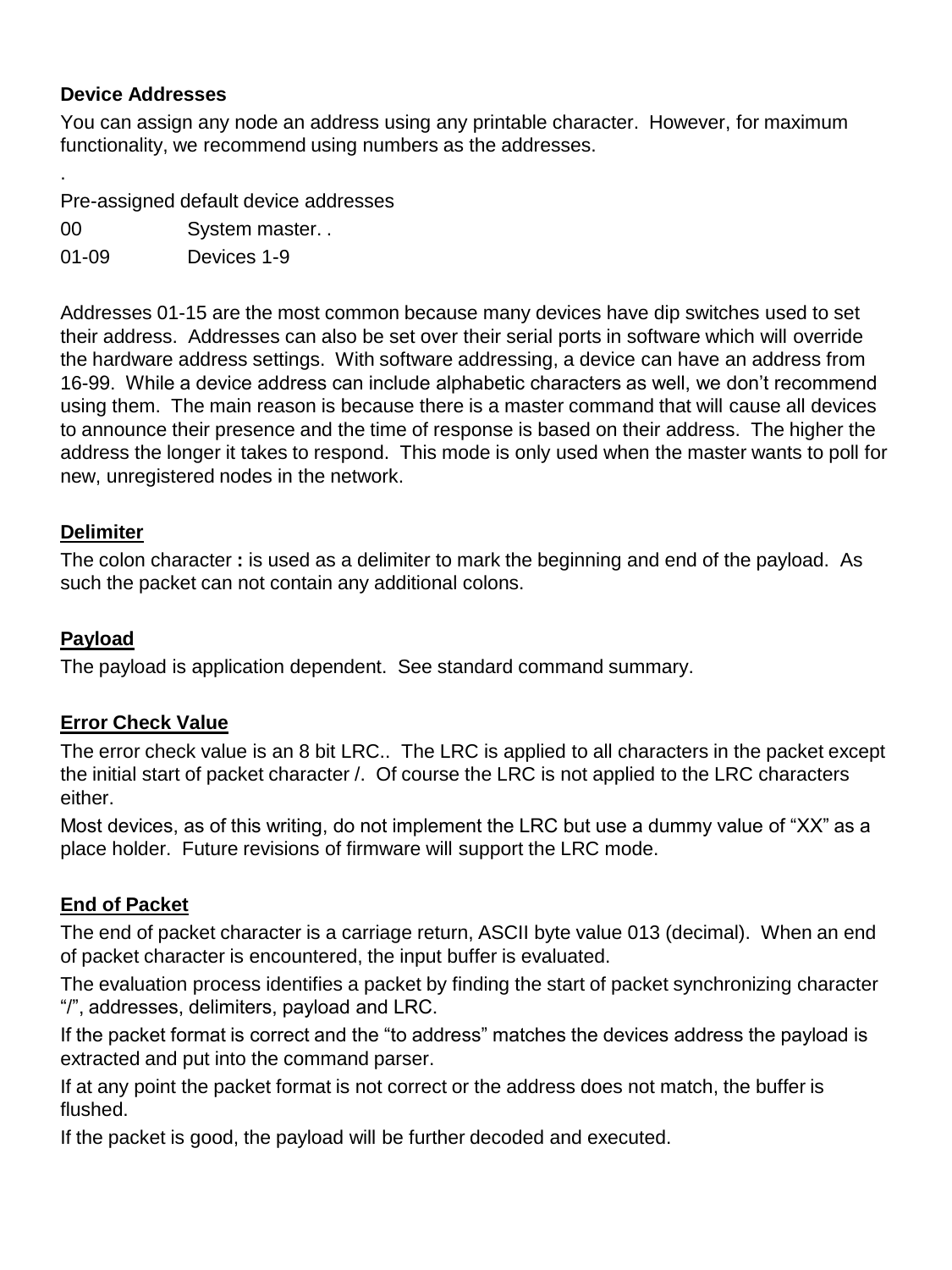**Device Addresses**

You can assign any node an address using any printable character. However, for maximum functionality, we recommend using numbers as the addresses.

.

Pre-assigned default device addresses

| | |
|---|---|
| 00 | System master. . |
| 01-09 | Devices 1-9 |

Addresses 01-15 are the most common because many devices have dip switches used to set their address. Addresses can also be set over their serial ports in software which will override the hardware address settings. With software addressing, a device can have an address from 16-99. While a device address can include alphabetic characters as well, we don't recommend using them. The main reason is because there is a master command that will cause all devices to announce their presence and the time of response is based on their address. The higher the address the longer it takes to respond. This mode is only used when the master wants to poll for new, unregistered nodes in the network.

**Delimiter**

The colon character **:** is used as a delimiter to mark the beginning and end of the payload. As such the packet can not contain any additional colons.

**Payload**

The payload is application dependent. See standard command summary.

**Error Check Value**

The error check value is an 8 bit LRC.. The LRC is applied to all characters in the packet except the initial start of packet character /. Of course the LRC is not applied to the LRC characters either.

Most devices, as of this writing, do not implement the LRC but use a dummy value of "XX" as a place holder. Future revisions of firmware will support the LRC mode.

**End of Packet**

The end of packet character is a carriage return, ASCII byte value 013 (decimal). When an end of packet character is encountered, the input buffer is evaluated.

The evaluation process identifies a packet by finding the start of packet synchronizing character "/", addresses, delimiters, payload and LRC.

If the packet format is correct and the "to address" matches the devices address the payload is extracted and put into the command parser.

If at any point the packet format is not correct or the address does not match, the buffer is flushed.

If the packet is good, the payload will be further decoded and executed.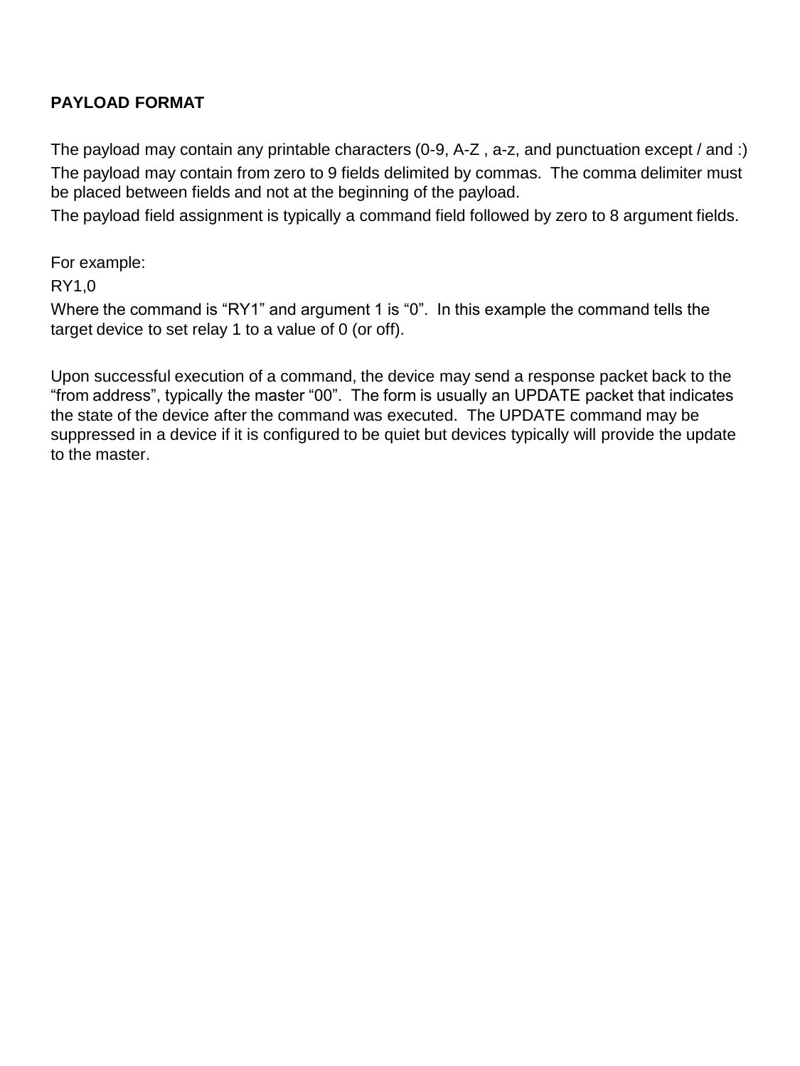**PAYLOAD FORMAT**

The payload may contain any printable characters (0-9, A-Z , a-z, and punctuation except / and :)
The payload may contain from zero to 9 fields delimited by commas. The comma delimiter must be placed between fields and not at the beginning of the payload.
The payload field assignment is typically a command field followed by zero to 8 argument fields.

For example:

RY1,0

Where the command is “RY1” and argument 1 is “0”. In this example the command tells the target device to set relay 1 to a value of 0 (or off).

Upon successful execution of a command, the device may send a response packet back to the “from address”, typically the master “00”. The form is usually an UPDATE packet that indicates the state of the device after the command was executed. The UPDATE command may be suppressed in a device if it is configured to be quiet but devices typically will provide the update to the master.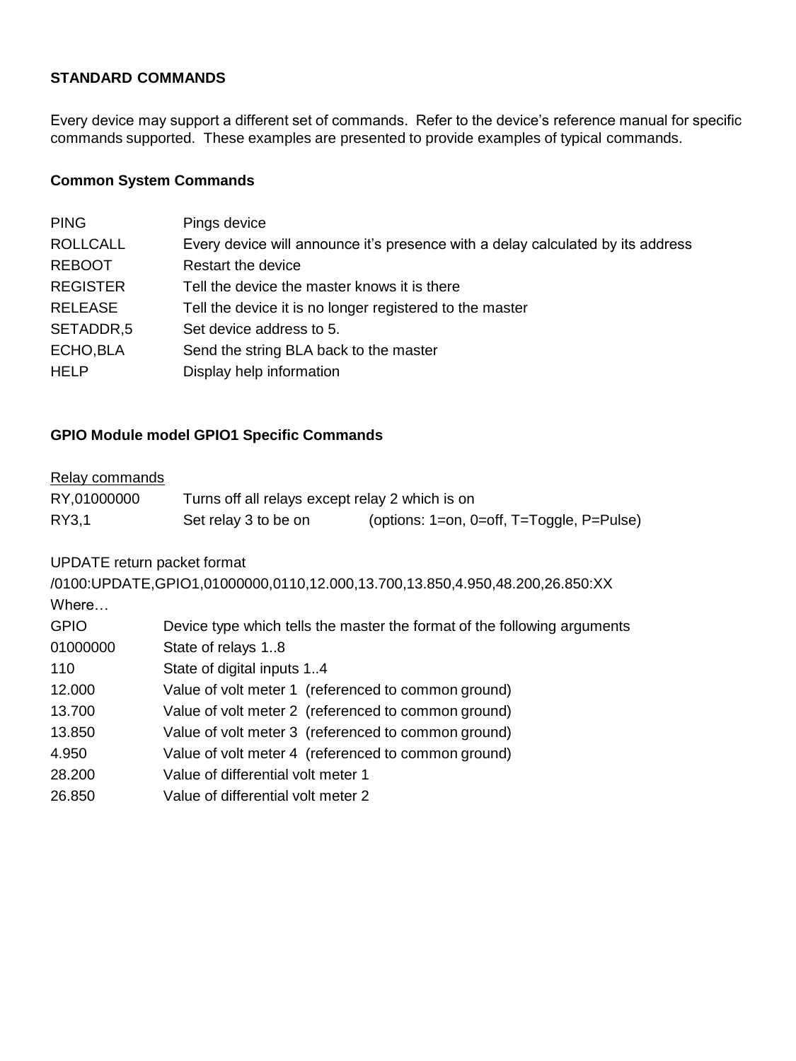**STANDARD COMMANDS**

Every device may support a different set of commands. Refer to the device's reference manual for specific commands supported. These examples are presented to provide examples of typical commands.

**Common System Commands**

| | |
|---|---|
| PING | Pings device |
| ROLLCALL | Every device will announce it's presence with a delay calculated by its address |
| REBOOT | Restart the device |
| REGISTER | Tell the device the master knows it is there |
| RELEASE | Tell the device it is no longer registered to the master |
| SETADDR,5 | Set device address to 5. |
| ECHO,BLA | Send the string BLA back to the master |
| HELP | Display help information |

**GPIO Module model GPIO1 Specific Commands**

Relay commands

| | | |
|---|---|---|
| RY,01000000 | Turns off all relays except relay 2 which is on | |
| RY3,1 | Set relay 3 to be on | (options: 1=on, 0=off, T=Toggle, P=Pulse) |

UPDATE return packet format

/0100:UPDATE,GPIO1,01000000,0110,12.000,13.700,13.850,4.950,48.200,26.850:XX

Where…

| | |
|---|---|
| GPIO | Device type which tells the master the format of the following arguments |
| 01000000 | State of relays 1..8 |
| 110 | State of digital inputs 1..4 |
| 12.000 | Value of volt meter 1 (referenced to common ground) |
| 13.700 | Value of volt meter 2 (referenced to common ground) |
| 13.850 | Value of volt meter 3 (referenced to common ground) |
| 4.950 | Value of volt meter 4 (referenced to common ground) |
| 28.200 | Value of differential volt meter 1 |
| 26.850 | Value of differential volt meter 2 |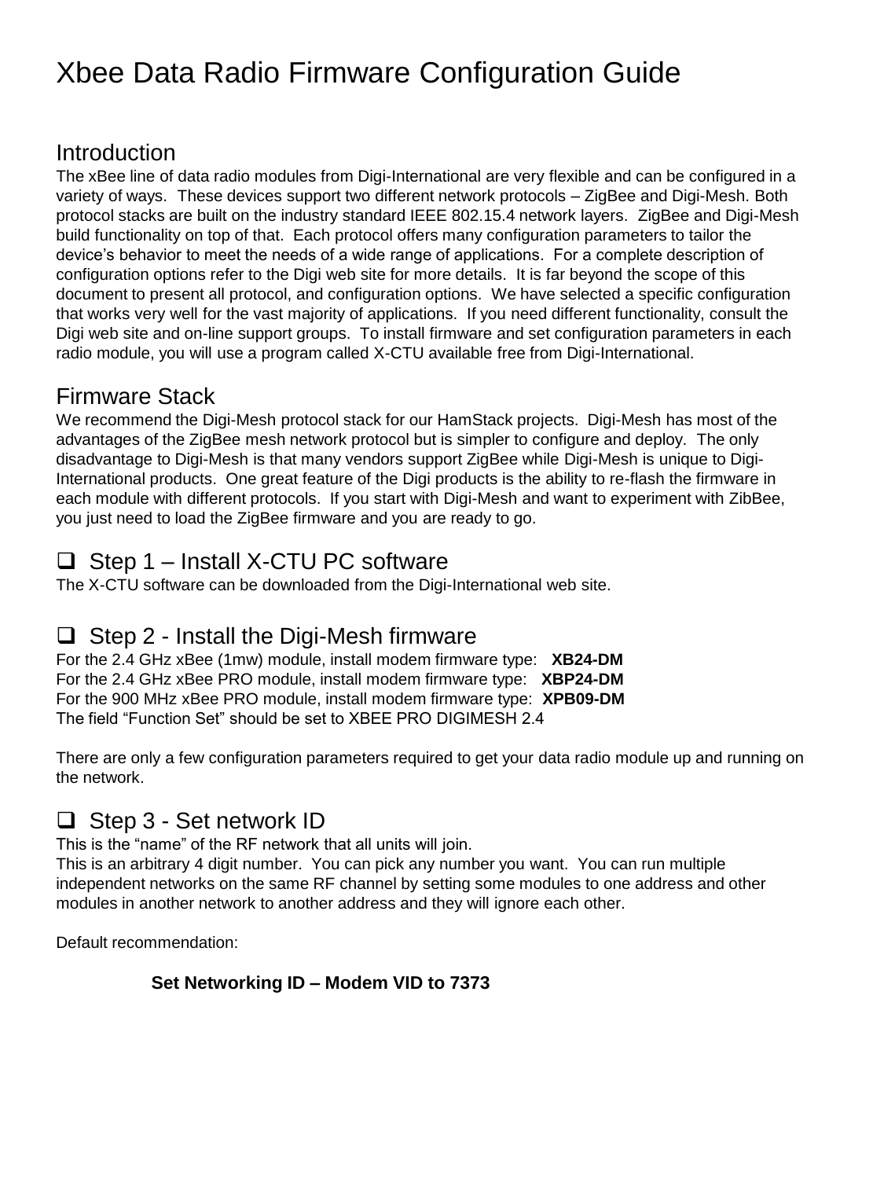# Xbee Data Radio Firmware Configuration Guide

## Introduction

The xBee line of data radio modules from Digi-International are very flexible and can be configured in a variety of ways. These devices support two different network protocols – ZigBee and Digi-Mesh. Both protocol stacks are built on the industry standard IEEE 802.15.4 network layers. ZigBee and Digi-Mesh build functionality on top of that. Each protocol offers many configuration parameters to tailor the device's behavior to meet the needs of a wide range of applications. For a complete description of configuration options refer to the Digi web site for more details. It is far beyond the scope of this document to present all protocol, and configuration options. We have selected a specific configuration that works very well for the vast majority of applications. If you need different functionality, consult the Digi web site and on-line support groups. To install firmware and set configuration parameters in each radio module, you will use a program called X-CTU available free from Digi-International.

## Firmware Stack

We recommend the Digi-Mesh protocol stack for our HamStack projects. Digi-Mesh has most of the advantages of the ZigBee mesh network protocol but is simpler to configure and deploy. The only disadvantage to Digi-Mesh is that many vendors support ZigBee while Digi-Mesh is unique to Digi-International products. One great feature of the Digi products is the ability to re-flash the firmware in each module with different protocols. If you start with Digi-Mesh and want to experiment with ZibBee, you just need to load the ZigBee firmware and you are ready to go.

## ❑ Step 1 – Install X-CTU PC software

The X-CTU software can be downloaded from the Digi-International web site.

## ❑ Step 2 - Install the Digi-Mesh firmware

For the 2.4 GHz xBee (1mw) module, install modem firmware type: **XB24-DM**
For the 2.4 GHz xBee PRO module, install modem firmware type: **XBP24-DM**
For the 900 MHz xBee PRO module, install modem firmware type: **XPB09-DM**
The field "Function Set" should be set to XBEE PRO DIGIMESH 2.4

There are only a few configuration parameters required to get your data radio module up and running on the network.

## ❑ Step 3 - Set network ID

This is the "name" of the RF network that all units will join.
This is an arbitrary 4 digit number. You can pick any number you want. You can run multiple independent networks on the same RF channel by setting some modules to one address and other modules in another network to another address and they will ignore each other.

Default recommendation:

**Set Networking ID – Modem VID to 7373**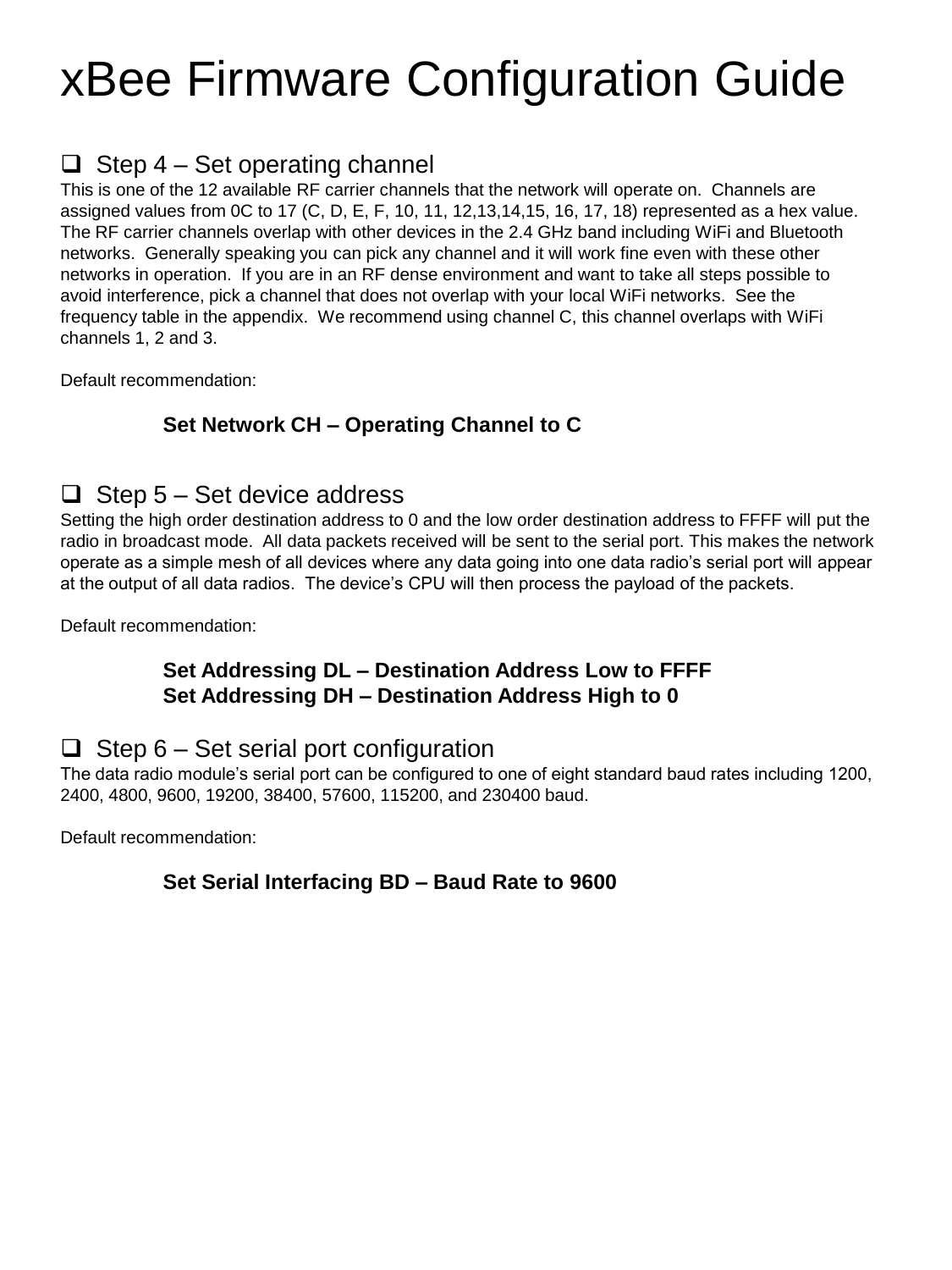# xBee Firmware Configuration Guide

## ❑ Step 4 – Set operating channel

This is one of the 12 available RF carrier channels that the network will operate on. Channels are assigned values from 0C to 17 (C, D, E, F, 10, 11, 12,13,14,15, 16, 17, 18) represented as a hex value. The RF carrier channels overlap with other devices in the 2.4 GHz band including WiFi and Bluetooth networks. Generally speaking you can pick any channel and it will work fine even with these other networks in operation. If you are in an RF dense environment and want to take all steps possible to avoid interference, pick a channel that does not overlap with your local WiFi networks. See the frequency table in the appendix. We recommend using channel C, this channel overlaps with WiFi channels 1, 2 and 3.

Default recommendation:

**Set Network CH – Operating Channel to C**

## ❑ Step 5 – Set device address

Setting the high order destination address to 0 and the low order destination address to FFFF will put the radio in broadcast mode. All data packets received will be sent to the serial port. This makes the network operate as a simple mesh of all devices where any data going into one data radio's serial port will appear at the output of all data radios. The device's CPU will then process the payload of the packets.

Default recommendation:

**Set Addressing DL – Destination Address Low to FFFF**
**Set Addressing DH – Destination Address High to 0**

## ❑ Step 6 – Set serial port configuration

The data radio module's serial port can be configured to one of eight standard baud rates including 1200, 2400, 4800, 9600, 19200, 38400, 57600, 115200, and 230400 baud.

Default recommendation:

**Set Serial Interfacing BD – Baud Rate to 9600**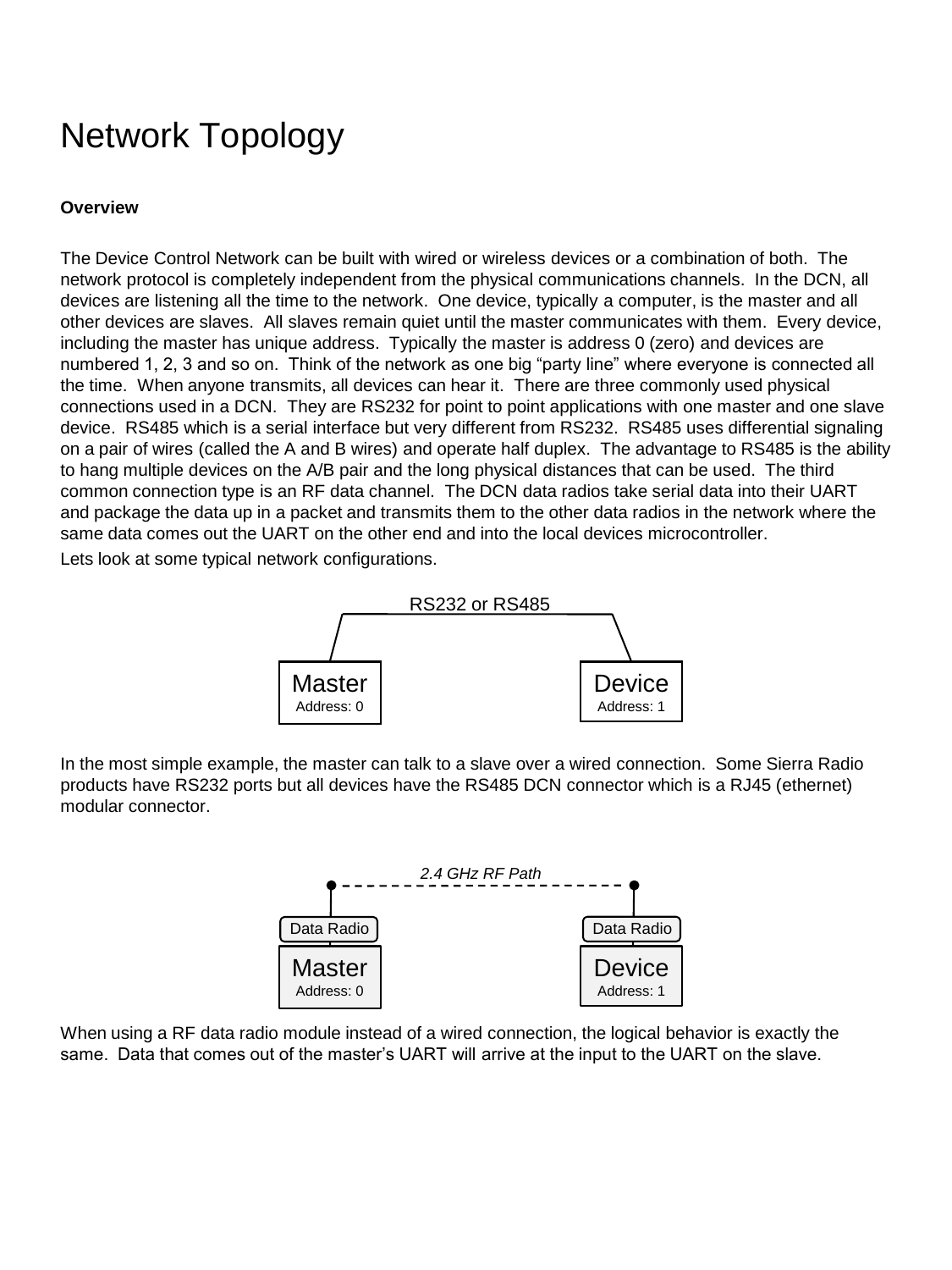# Network Topology

**Overview**

The Device Control Network can be built with wired or wireless devices or a combination of both. The network protocol is completely independent from the physical communications channels. In the DCN, all devices are listening all the time to the network. One device, typically a computer, is the master and all other devices are slaves. All slaves remain quiet until the master communicates with them. Every device, including the master has unique address. Typically the master is address 0 (zero) and devices are numbered 1, 2, 3 and so on. Think of the network as one big "party line" where everyone is connected all the time. When anyone transmits, all devices can hear it. There are three commonly used physical connections used in a DCN. They are RS232 for point to point applications with one master and one slave device. RS485 which is a serial interface but very different from RS232. RS485 uses differential signaling on a pair of wires (called the A and B wires) and operate half duplex. The advantage to RS485 is the ability to hang multiple devices on the A/B pair and the long physical distances that can be used. The third common connection type is an RF data channel. The DCN data radios take serial data into their UART and package the data up in a packet and transmits them to the other data radios in the network where the same data comes out the UART on the other end and into the local devices microcontroller.

Lets look at some typical network configurations.

RS232 or RS485

Master
Address: 0

Device
Address: 1

In the most simple example, the master can talk to a slave over a wired connection. Some Sierra Radio products have RS232 ports but all devices have the RS485 DCN connector which is a RJ45 (ethernet) modular connector.

*2.4 GHz RF Path*

Data Radio

Master
Address: 0

Data Radio

Device
Address: 1

When using a RF data radio module instead of a wired connection, the logical behavior is exactly the same. Data that comes out of the master's UART will arrive at the input to the UART on the slave.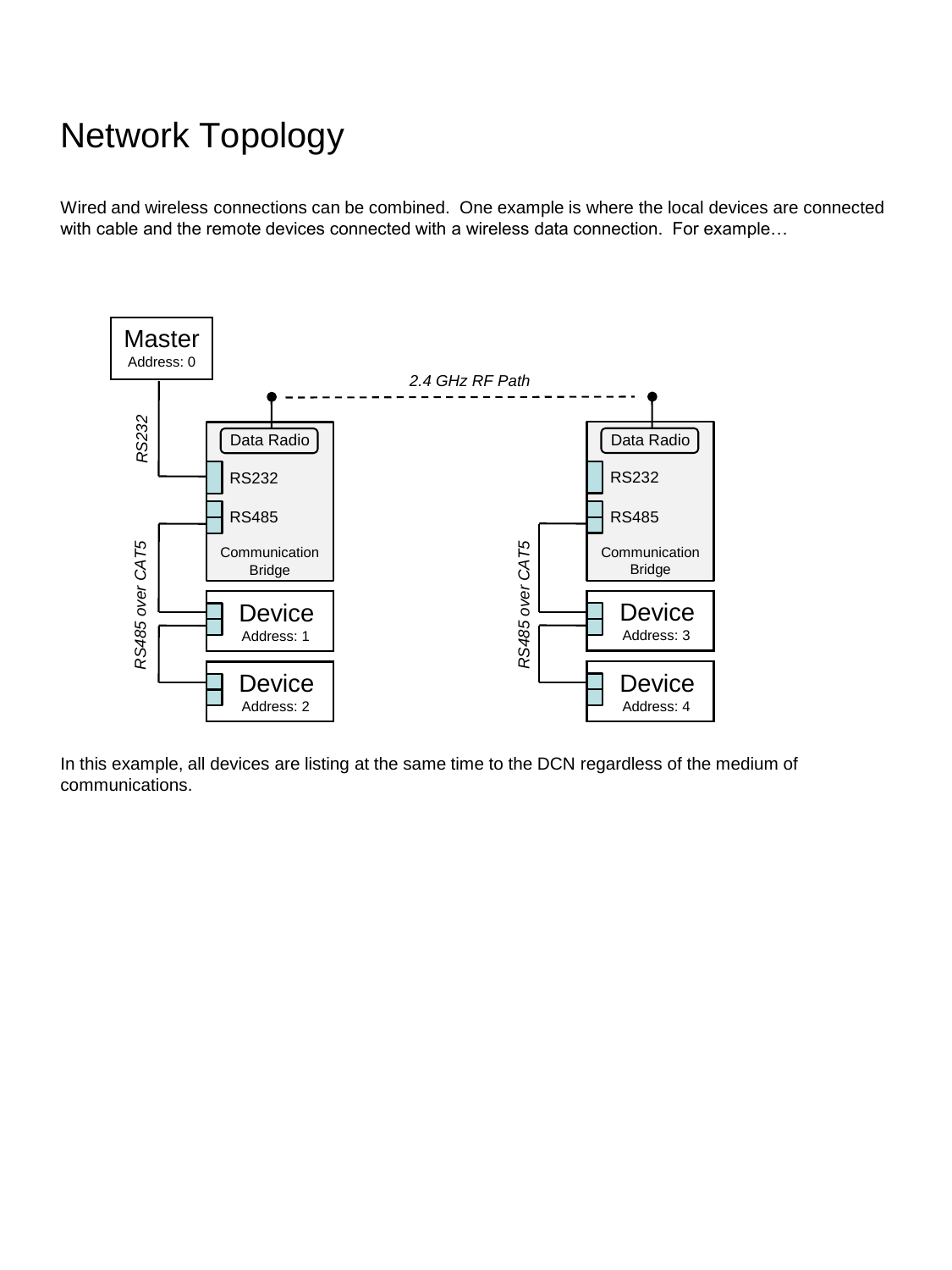# Network Topology

Wired and wireless connections can be combined. One example is where the local devices are connected with cable and the remote devices connected with a wireless data connection. For example…

In this example, all devices are listing at the same time to the DCN regardless of the medium of communications.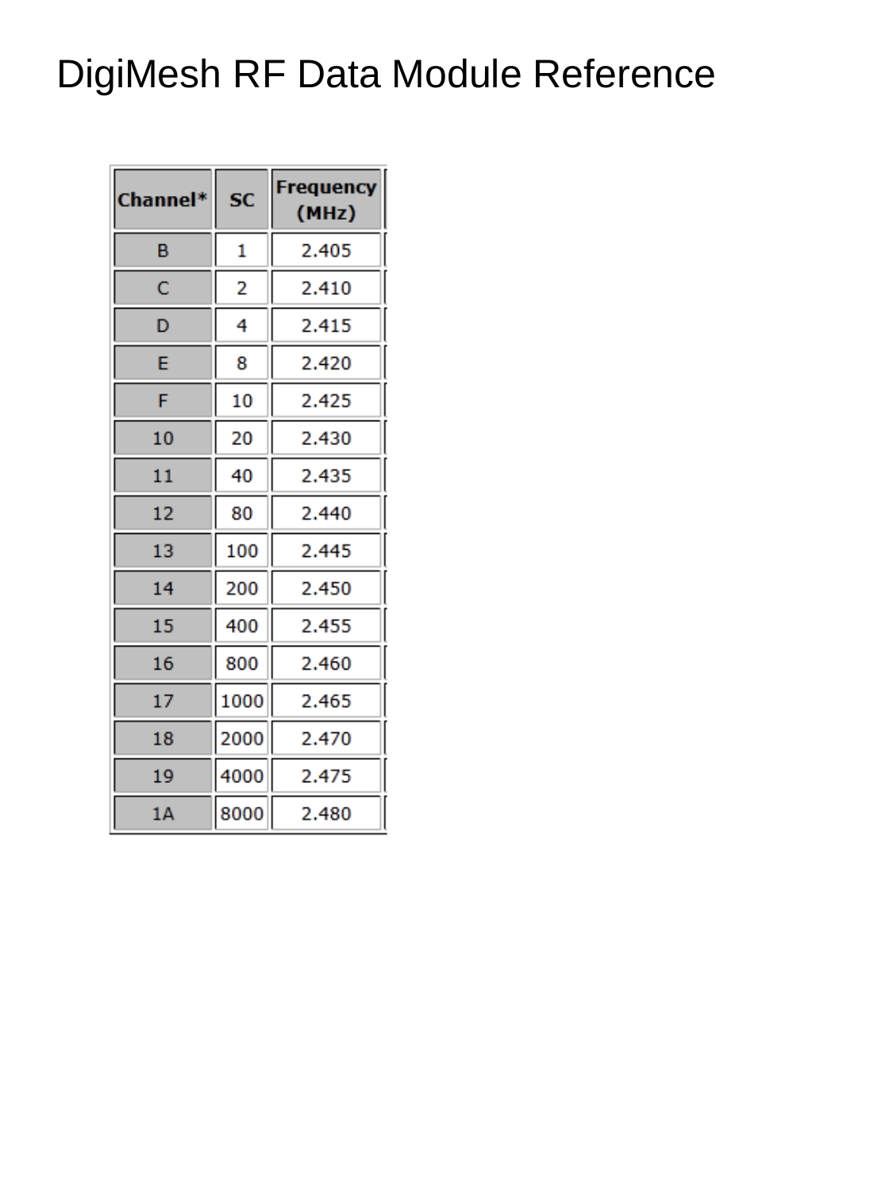# DigiMesh RF Data Module Reference

| Channel* | SC | Frequency (MHz) |
|---|---|---|
| B | 1 | 2.405 |
| C | 2 | 2.410 |
| D | 4 | 2.415 |
| E | 8 | 2.420 |
| F | 10 | 2.425 |
| 10 | 20 | 2.430 |
| 11 | 40 | 2.435 |
| 12 | 80 | 2.440 |
| 13 | 100 | 2.445 |
| 14 | 200 | 2.450 |
| 15 | 400 | 2.455 |
| 16 | 800 | 2.460 |
| 17 | 1000 | 2.465 |
| 18 | 2000 | 2.470 |
| 19 | 4000 | 2.475 |
| 1A | 8000 | 2.480 |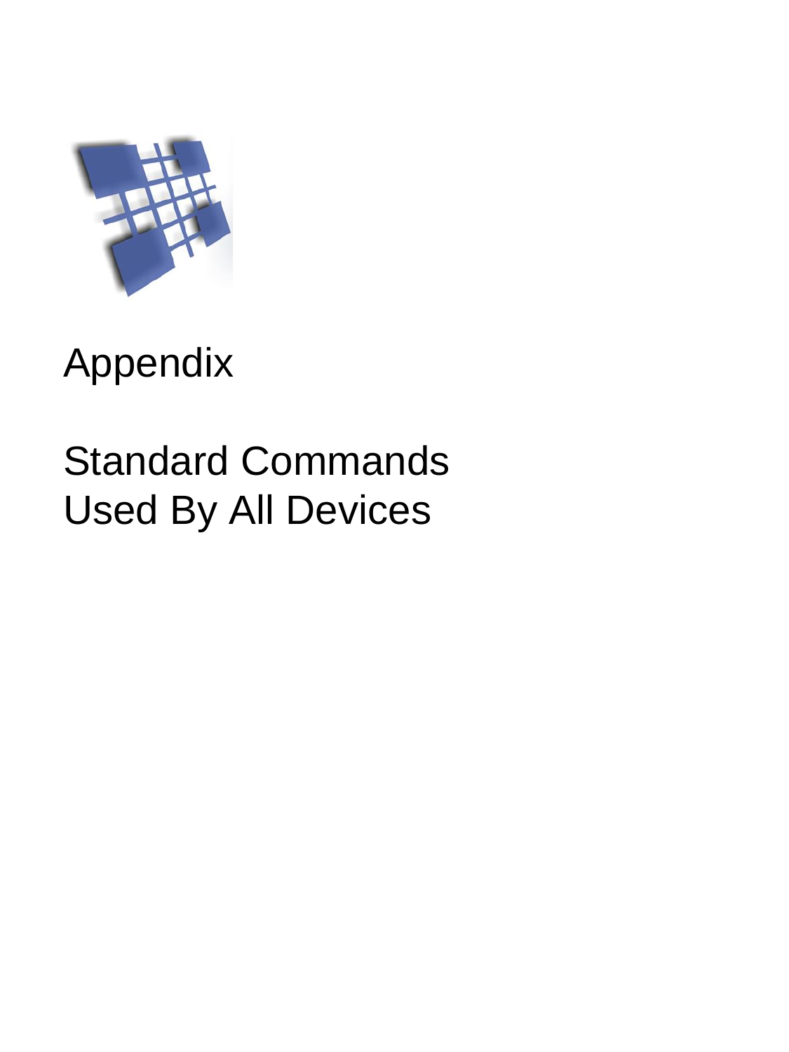# Appendix

# Standard Commands Used By All Devices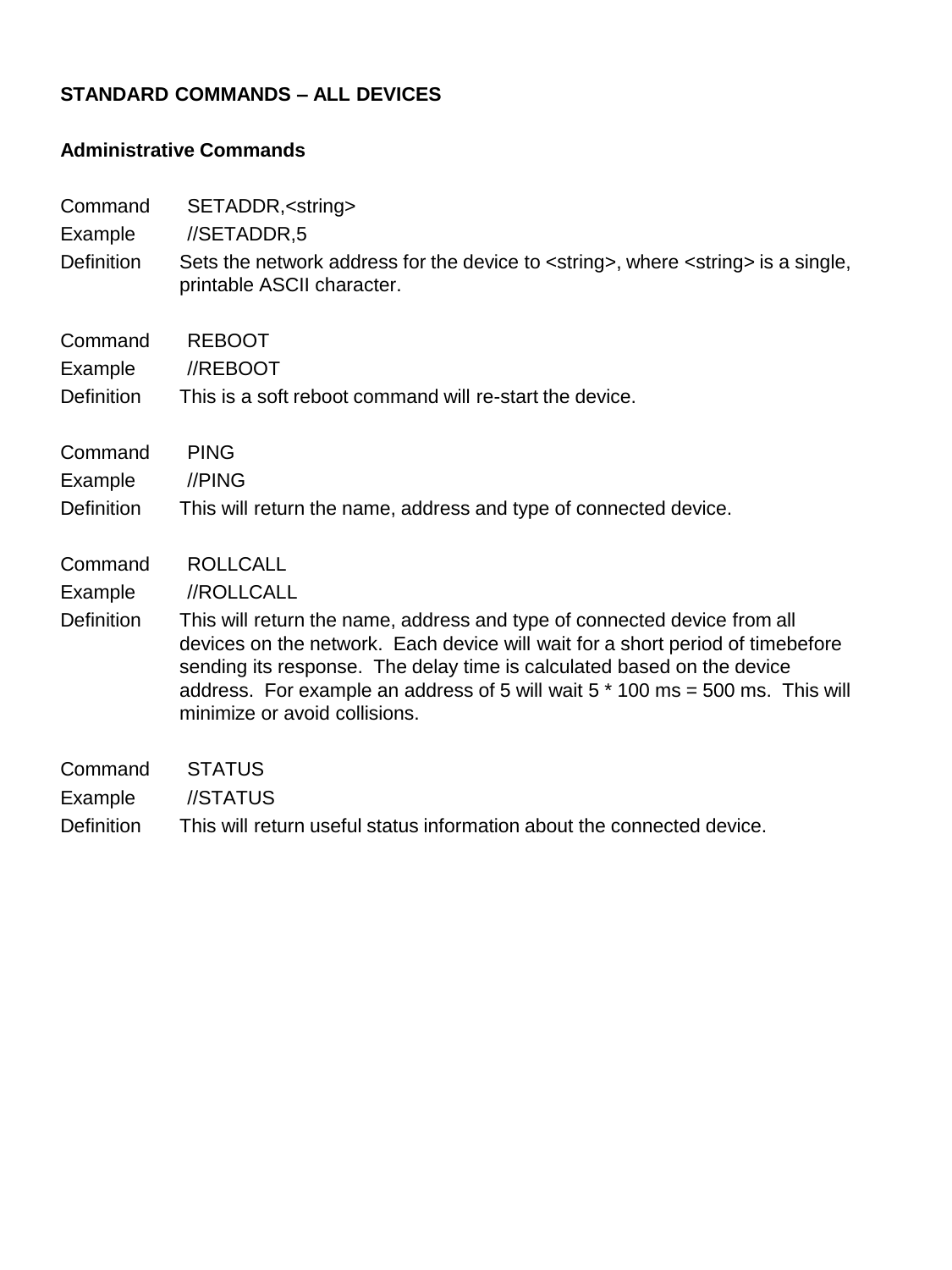**STANDARD COMMANDS – ALL DEVICES**

**Administrative Commands**

Command SETADDR,<string>
Example //SETADDR,5
Definition Sets the network address for the device to <string>, where <string> is a single, printable ASCII character.

Command REBOOT
Example //REBOOT
Definition This is a soft reboot command will re-start the device.

Command PING
Example //PING
Definition This will return the name, address and type of connected device.

Command ROLLCALL
Example //ROLLCALL
Definition This will return the name, address and type of connected device from all devices on the network. Each device will wait for a short period of timebefore sending its response. The delay time is calculated based on the device address. For example an address of 5 will wait 5 * 100 ms = 500 ms. This will minimize or avoid collisions.

Command STATUS
Example //STATUS
Definition This will return useful status information about the connected device.